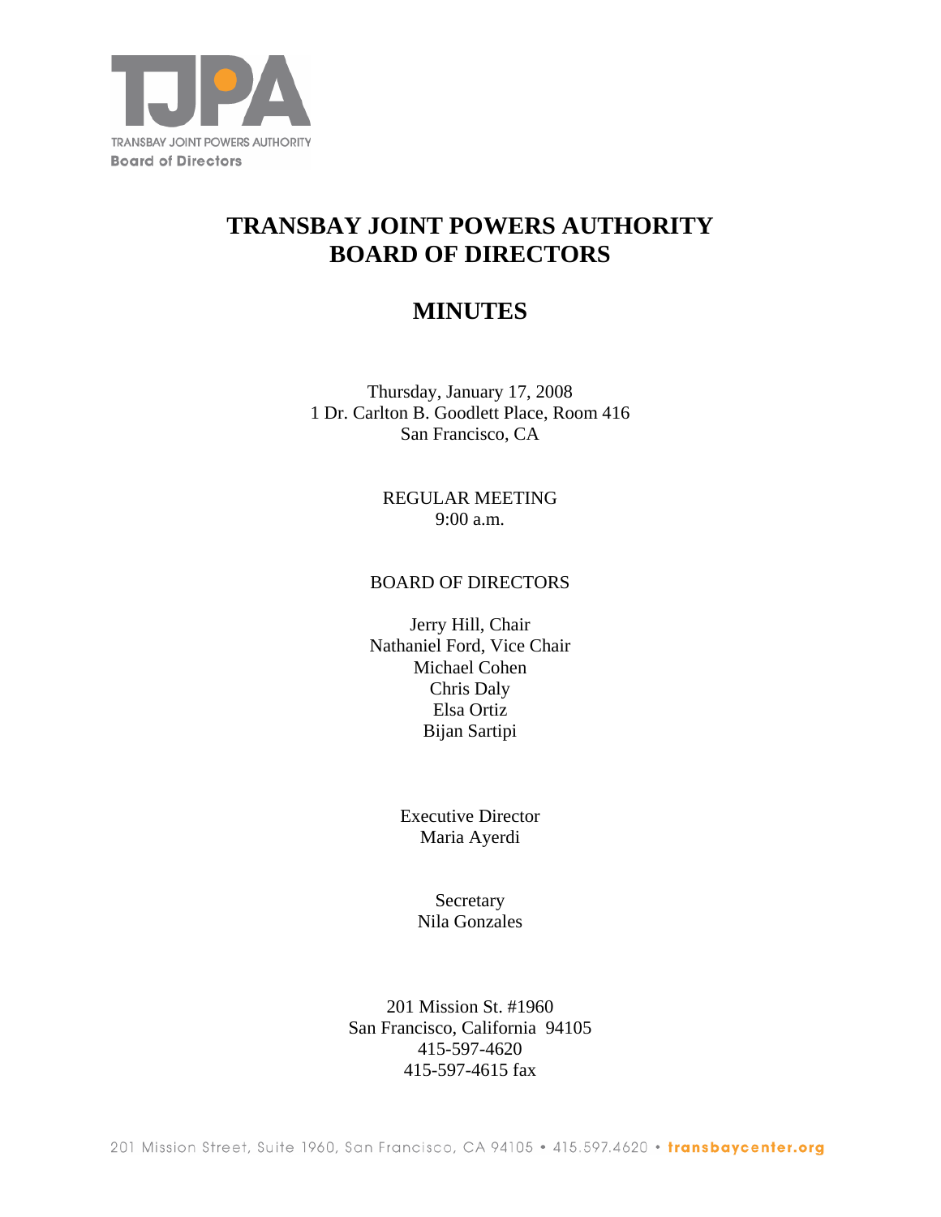TRANSBAY JOINT POWERS AUTHORITY
Board of Directors

# TRANSBAY JOINT POWERS AUTHORITY BOARD OF DIRECTORS

# MINUTES

Thursday, January 17, 2008
1 Dr. Carlton B. Goodlett Place, Room 416
San Francisco, CA

REGULAR MEETING
9:00 a.m.

BOARD OF DIRECTORS

Jerry Hill, Chair
Nathaniel Ford, Vice Chair
Michael Cohen
Chris Daly
Elsa Ortiz
Bijan Sartipi

Executive Director
Maria Ayerdi

Secretary
Nila Gonzales

201 Mission St. #1960
San Francisco, California 94105
415-597-4620
415-597-4615 fax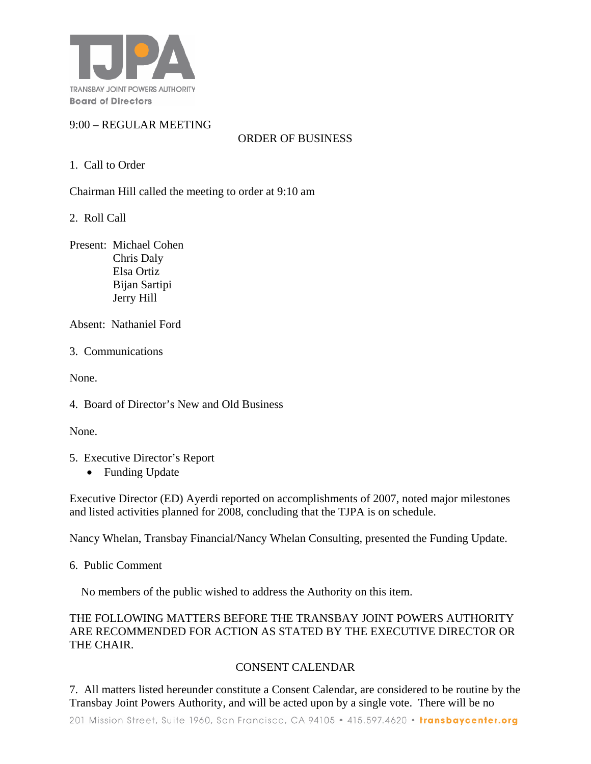TRANSBAY JOINT POWERS AUTHORITY
Board of Directors

9:00 – REGULAR MEETING

ORDER OF BUSINESS

1. Call to Order

Chairman Hill called the meeting to order at 9:10 am

2. Roll Call

Present: Michael Cohen
Chris Daly
Elsa Ortiz
Bijan Sartipi
Jerry Hill

Absent: Nathaniel Ford

3. Communications

None.

4. Board of Director's New and Old Business

None.

5. Executive Director's Report
   - Funding Update

Executive Director (ED) Ayerdi reported on accomplishments of 2007, noted major milestones and listed activities planned for 2008, concluding that the TJPA is on schedule.

Nancy Whelan, Transbay Financial/Nancy Whelan Consulting, presented the Funding Update.

6. Public Comment

No members of the public wished to address the Authority on this item.

THE FOLLOWING MATTERS BEFORE THE TRANSBAY JOINT POWERS AUTHORITY ARE RECOMMENDED FOR ACTION AS STATED BY THE EXECUTIVE DIRECTOR OR THE CHAIR.

CONSENT CALENDAR

7. All matters listed hereunder constitute a Consent Calendar, are considered to be routine by the Transbay Joint Powers Authority, and will be acted upon by a single vote. There will be no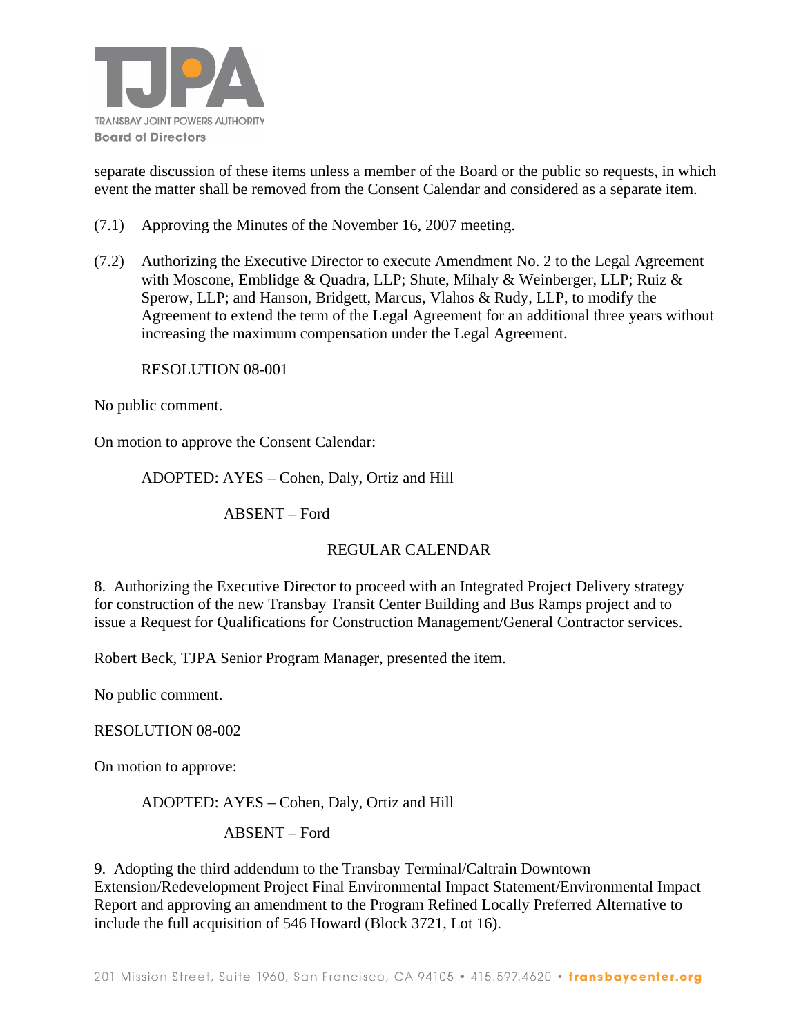separate discussion of these items unless a member of the Board or the public so requests, in which event the matter shall be removed from the Consent Calendar and considered as a separate item.

(7.1) Approving the Minutes of the November 16, 2007 meeting.

(7.2) Authorizing the Executive Director to execute Amendment No. 2 to the Legal Agreement with Moscone, Emblidge & Quadra, LLP; Shute, Mihaly & Weinberger, LLP; Ruiz & Sperow, LLP; and Hanson, Bridgett, Marcus, Vlahos & Rudy, LLP, to modify the Agreement to extend the term of the Legal Agreement for an additional three years without increasing the maximum compensation under the Legal Agreement.

RESOLUTION 08-001

No public comment.

On motion to approve the Consent Calendar:

ADOPTED: AYES – Cohen, Daly, Ortiz and Hill

ABSENT – Ford

REGULAR CALENDAR

8. Authorizing the Executive Director to proceed with an Integrated Project Delivery strategy for construction of the new Transbay Transit Center Building and Bus Ramps project and to issue a Request for Qualifications for Construction Management/General Contractor services.

Robert Beck, TJPA Senior Program Manager, presented the item.

No public comment.

RESOLUTION 08-002

On motion to approve:

ADOPTED: AYES – Cohen, Daly, Ortiz and Hill

ABSENT – Ford

9. Adopting the third addendum to the Transbay Terminal/Caltrain Downtown Extension/Redevelopment Project Final Environmental Impact Statement/Environmental Impact Report and approving an amendment to the Program Refined Locally Preferred Alternative to include the full acquisition of 546 Howard (Block 3721, Lot 16).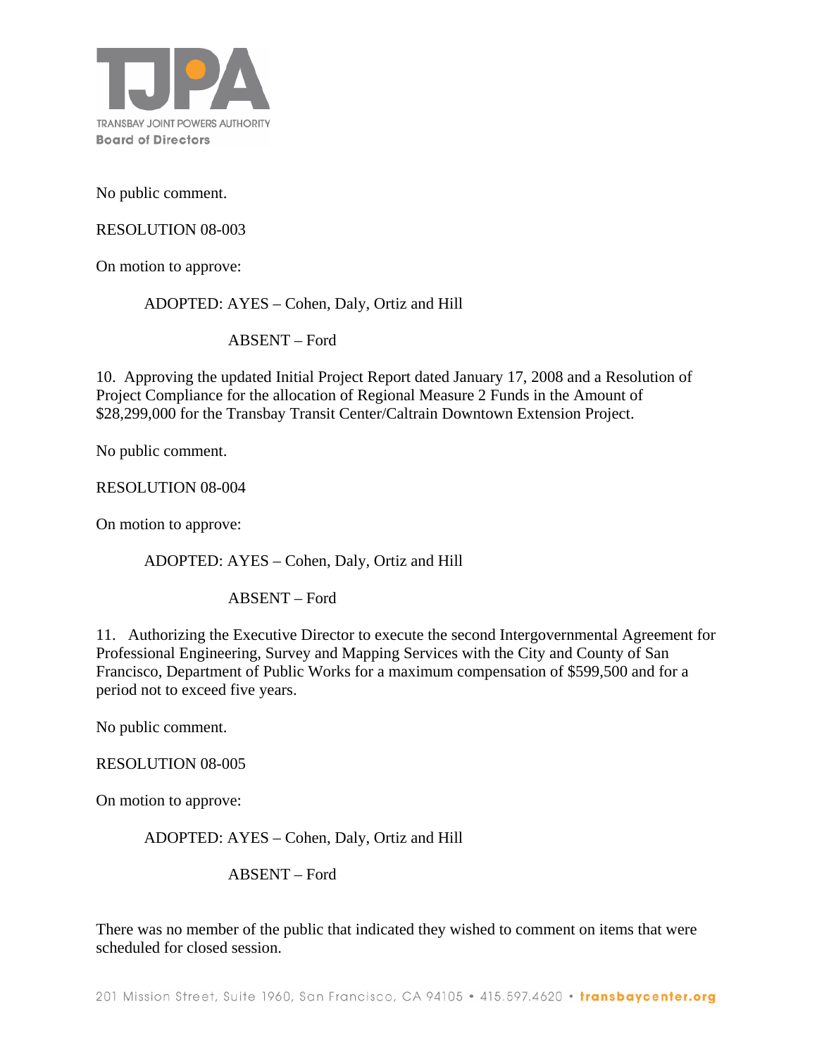No public comment.

RESOLUTION 08-003

On motion to approve:

ADOPTED: AYES – Cohen, Daly, Ortiz and Hill

ABSENT – Ford

10. Approving the updated Initial Project Report dated January 17, 2008 and a Resolution of Project Compliance for the allocation of Regional Measure 2 Funds in the Amount of $28,299,000 for the Transbay Transit Center/Caltrain Downtown Extension Project.

No public comment.

RESOLUTION 08-004

On motion to approve:

ADOPTED: AYES – Cohen, Daly, Ortiz and Hill

ABSENT – Ford

11. Authorizing the Executive Director to execute the second Intergovernmental Agreement for Professional Engineering, Survey and Mapping Services with the City and County of San Francisco, Department of Public Works for a maximum compensation of $599,500 and for a period not to exceed five years.

No public comment.

RESOLUTION 08-005

On motion to approve:

ADOPTED: AYES – Cohen, Daly, Ortiz and Hill

ABSENT – Ford

There was no member of the public that indicated they wished to comment on items that were scheduled for closed session.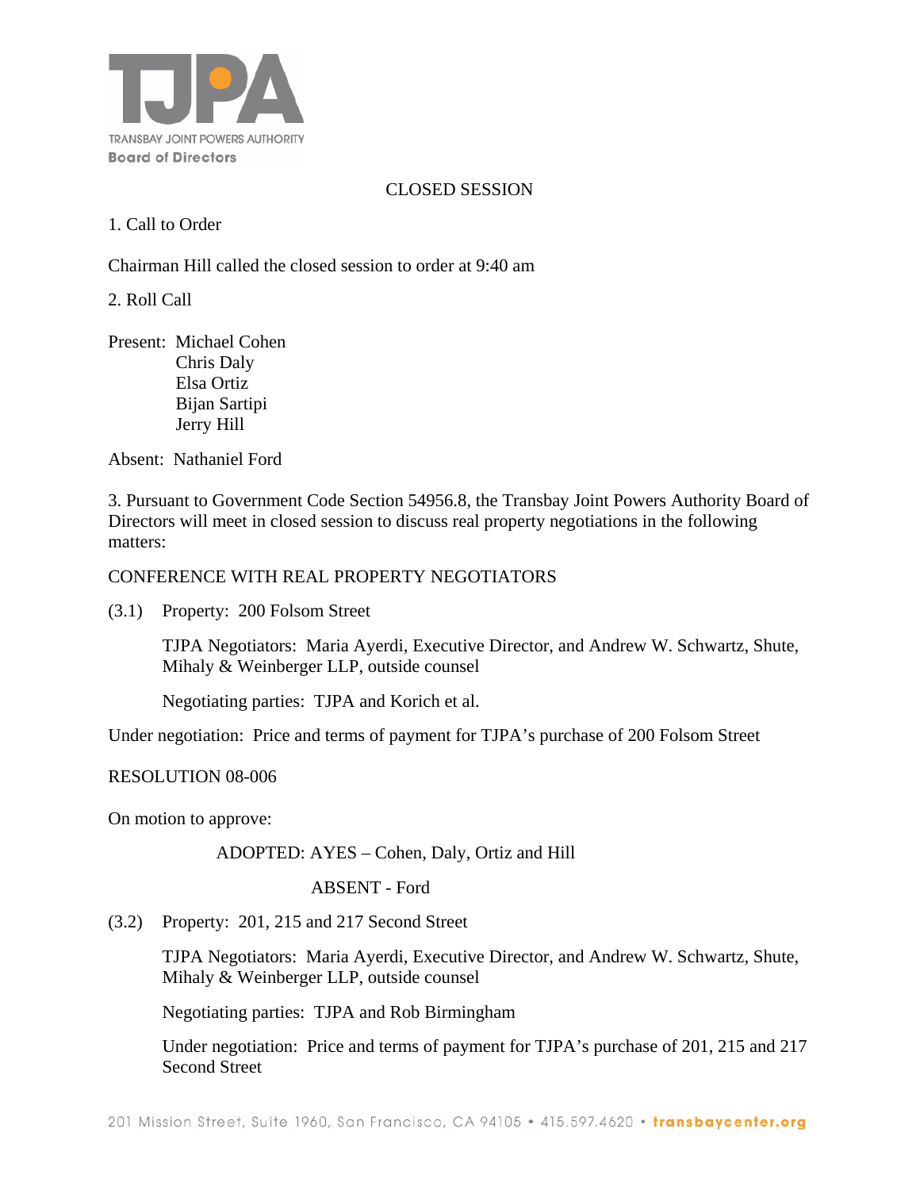TRANSBAY JOINT POWERS AUTHORITY
**Board of Directors**

CLOSED SESSION

1. Call to Order

Chairman Hill called the closed session to order at 9:40 am

2. Roll Call

Present: Michael Cohen
Chris Daly
Elsa Ortiz
Bijan Sartipi
Jerry Hill

Absent: Nathaniel Ford

3. Pursuant to Government Code Section 54956.8, the Transbay Joint Powers Authority Board of Directors will meet in closed session to discuss real property negotiations in the following matters:

CONFERENCE WITH REAL PROPERTY NEGOTIATORS

(3.1) Property: 200 Folsom Street

TJPA Negotiators: Maria Ayerdi, Executive Director, and Andrew W. Schwartz, Shute, Mihaly & Weinberger LLP, outside counsel

Negotiating parties: TJPA and Korich et al.

Under negotiation: Price and terms of payment for TJPA's purchase of 200 Folsom Street

RESOLUTION 08-006

On motion to approve:

ADOPTED: AYES – Cohen, Daly, Ortiz and Hill

ABSENT - Ford

(3.2) Property: 201, 215 and 217 Second Street

TJPA Negotiators: Maria Ayerdi, Executive Director, and Andrew W. Schwartz, Shute, Mihaly & Weinberger LLP, outside counsel

Negotiating parties: TJPA and Rob Birmingham

Under negotiation: Price and terms of payment for TJPA's purchase of 201, 215 and 217 Second Street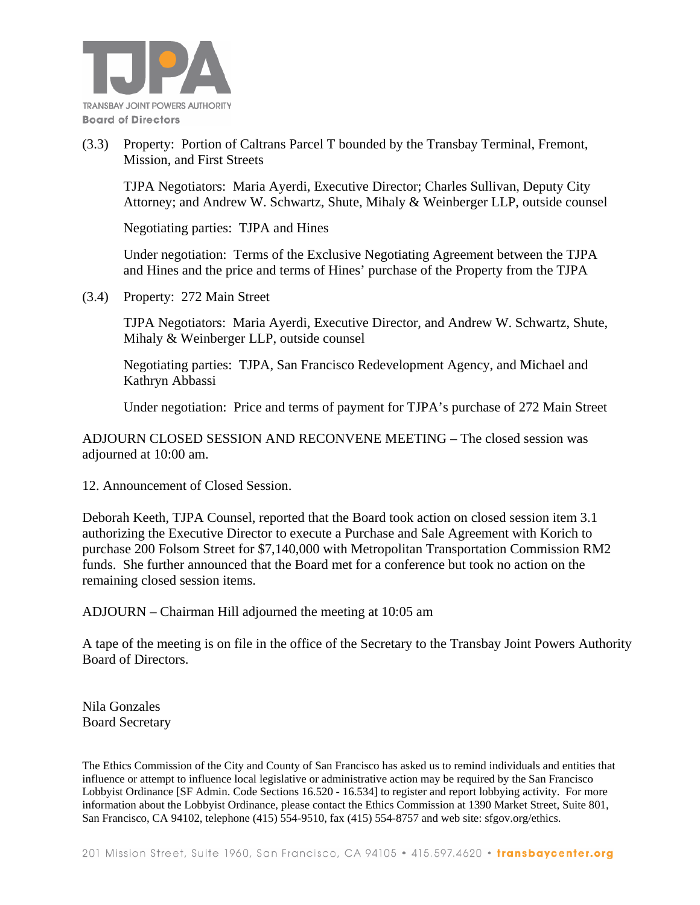(3.3) Property: Portion of Caltrans Parcel T bounded by the Transbay Terminal, Fremont, Mission, and First Streets

TJPA Negotiators: Maria Ayerdi, Executive Director; Charles Sullivan, Deputy City Attorney; and Andrew W. Schwartz, Shute, Mihaly & Weinberger LLP, outside counsel

Negotiating parties: TJPA and Hines

Under negotiation: Terms of the Exclusive Negotiating Agreement between the TJPA and Hines and the price and terms of Hines' purchase of the Property from the TJPA

(3.4) Property: 272 Main Street

TJPA Negotiators: Maria Ayerdi, Executive Director, and Andrew W. Schwartz, Shute, Mihaly & Weinberger LLP, outside counsel

Negotiating parties: TJPA, San Francisco Redevelopment Agency, and Michael and Kathryn Abbassi

Under negotiation: Price and terms of payment for TJPA's purchase of 272 Main Street

ADJOURN CLOSED SESSION AND RECONVENE MEETING – The closed session was adjourned at 10:00 am.

12. Announcement of Closed Session.

Deborah Keeth, TJPA Counsel, reported that the Board took action on closed session item 3.1 authorizing the Executive Director to execute a Purchase and Sale Agreement with Korich to purchase 200 Folsom Street for $7,140,000 with Metropolitan Transportation Commission RM2 funds. She further announced that the Board met for a conference but took no action on the remaining closed session items.

ADJOURN – Chairman Hill adjourned the meeting at 10:05 am

A tape of the meeting is on file in the office of the Secretary to the Transbay Joint Powers Authority Board of Directors.

Nila Gonzales
Board Secretary

The Ethics Commission of the City and County of San Francisco has asked us to remind individuals and entities that influence or attempt to influence local legislative or administrative action may be required by the San Francisco Lobbyist Ordinance [SF Admin. Code Sections 16.520 - 16.534] to register and report lobbying activity. For more information about the Lobbyist Ordinance, please contact the Ethics Commission at 1390 Market Street, Suite 801, San Francisco, CA 94102, telephone (415) 554-9510, fax (415) 554-8757 and web site: sfgov.org/ethics.